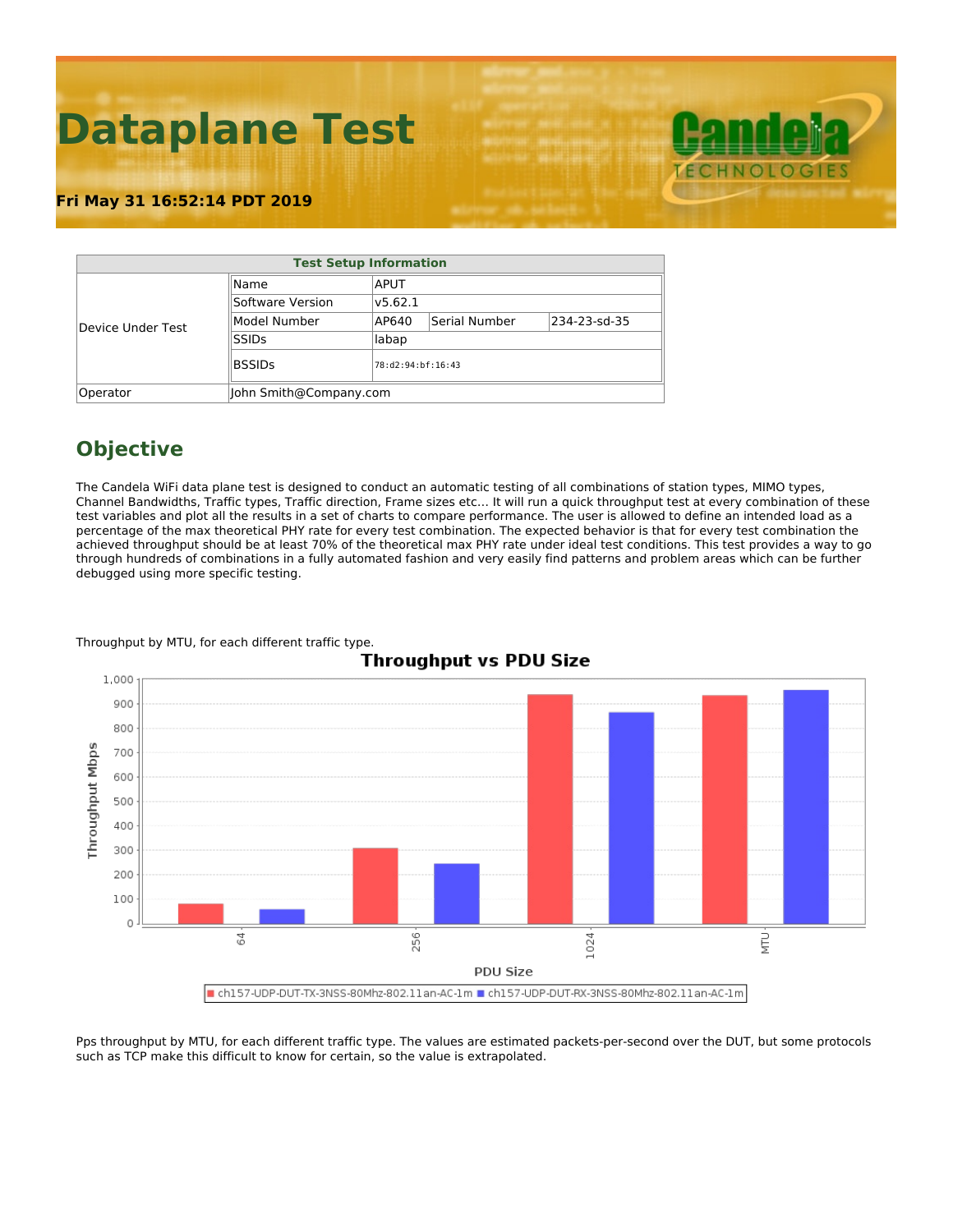# Dataplane Test

**Fri May 31 16:52:14 PDT 2019**

| Test Setup Information | | | | |
|---|---|---|---|---|
| Device Under Test | Name | APUT | | |
| | Software Version | v5.62.1 | | |
| | Model Number | AP640 | Serial Number | 234-23-sd-35 |
| | SSIDs | labap | | |
| | BSSIDs | 78:d2:94:bf:16:43 | | |
| Operator | John Smith@Company.com | | | |

## Objective

The Candela WiFi data plane test is designed to conduct an automatic testing of all combinations of station types, MIMO types, Channel Bandwidths, Traffic types, Traffic direction, Frame sizes etc... It will run a quick throughput test at every combination of these test variables and plot all the results in a set of charts to compare performance. The user is allowed to define an intended load as a percentage of the max theoretical PHY rate for every test combination. The expected behavior is that for every test combination the achieved throughput should be at least 70% of the theoretical max PHY rate under ideal test conditions. This test provides a way to go through hundreds of combinations in a fully automated fashion and very easily find patterns and problem areas which can be further debugged using more specific testing.

Throughput by MTU, for each different traffic type.

**Throughput vs PDU Size**

Throughput Mbps (axis 0–1,000); PDU Size: 64, 256, 1024, MTU

Legend: ch157-UDP-DUT-TX-3NSS-80Mhz-802.11an-AC-1m, ch157-UDP-DUT-RX-3NSS-80Mhz-802.11an-AC-1m

Pps throughput by MTU, for each different traffic type. The values are estimated packets-per-second over the DUT, but some protocols such as TCP make this difficult to know for certain, so the value is extrapolated.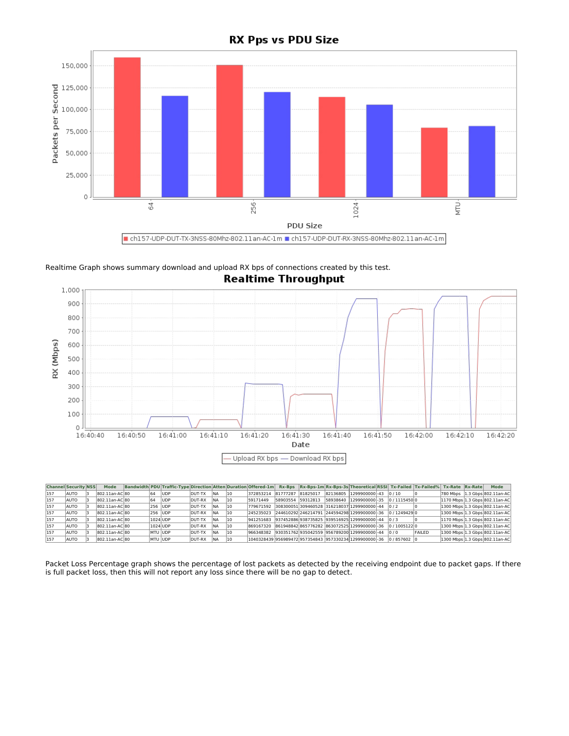Realtime Graph shows summary download and upload RX bps of connections created by this test.

| Channel | Security | NSS | Mode | Bandwidth | PDU | Traffic-Type | Direction | Atten | Duration | Offered-1m | Rx-Bps | Rx-Bps-1m | Rx-Bps-3s | Theoretical | RSSI | Tx-Failed | Tx-Failed% | Tx-Rate | Rx-Rate | Mode |
|---|---|---|---|---|---|---|---|---|---|---|---|---|---|---|---|---|---|---|---|---|
| 157 | AUTO | 3 | 802.11an-AC | 80 | 64 | UDP | DUT-TX | NA | 10 | 372853214 | 81777287 | 81825017 | 82136805 | 1299900000 | -43 | 0 / 10 | 0 | 780 Mbps | 1.3 Gbps | 802.11an-AC |
| 157 | AUTO | 3 | 802.11an-AC | 80 | 64 | UDP | DUT-RX | NA | 10 | 59171449 | 58903554 | 59312813 | 58938640 | 1299900000 | -35 | 0 / 1115450 | 0 | 1170 Mbps | 1.3 Gbps | 802.11an-AC |
| 157 | AUTO | 3 | 802.11an-AC | 80 | 256 | UDP | DUT-TX | NA | 10 | 779671592 | 308300051 | 309460528 | 316218037 | 1299900000 | -44 | 0 / 2 | 0 | 1300 Mbps | 1.3 Gbps | 802.11an-AC |
| 157 | AUTO | 3 | 802.11an-AC | 80 | 256 | UDP | DUT-RX | NA | 10 | 245235023 | 244610292 | 246214791 | 244594298 | 1299900000 | -36 | 0 / 1249429 | 0 | 1300 Mbps | 1.3 Gbps | 802.11an-AC |
| 157 | AUTO | 3 | 802.11an-AC | 80 | 1024 | UDP | DUT-TX | NA | 10 | 941251683 | 937452886 | 938735825 | 939516925 | 1299900000 | -44 | 0 / 3 | 0 | 1170 Mbps | 1.3 Gbps | 802.11an-AC |
| 157 | AUTO | 3 | 802.11an-AC | 80 | 1024 | UDP | DUT-RX | NA | 10 | 869167320 | 861948842 | 865776282 | 863072525 | 1299900000 | -36 | 0 / 1005122 | 0 | 1300 Mbps | 1.3 Gbps | 802.11an-AC |
| 157 | AUTO | 3 | 802.11an-AC | 80 | MTU | UDP | DUT-TX | NA | 10 | 966348382 | 930351762 | 935042559 | 956789200 | 1299900000 | -44 | 0 / 0 | FAILED | 1300 Mbps | 1.3 Gbps | 802.11an-AC |
| 157 | AUTO | 3 | 802.11an-AC | 80 | MTU | UDP | DUT-RX | NA | 10 | 1040328439 | 956989472 | 957354843 | 957330234 | 1299900000 | -36 | 0 / 857602 | 0 | 1300 Mbps | 1.3 Gbps | 802.11an-AC |

Packet Loss Percentage graph shows the percentage of lost packets as detected by the receiving endpoint due to packet gaps. If there is full packet loss, then this will not report any loss since there will be no gap to detect.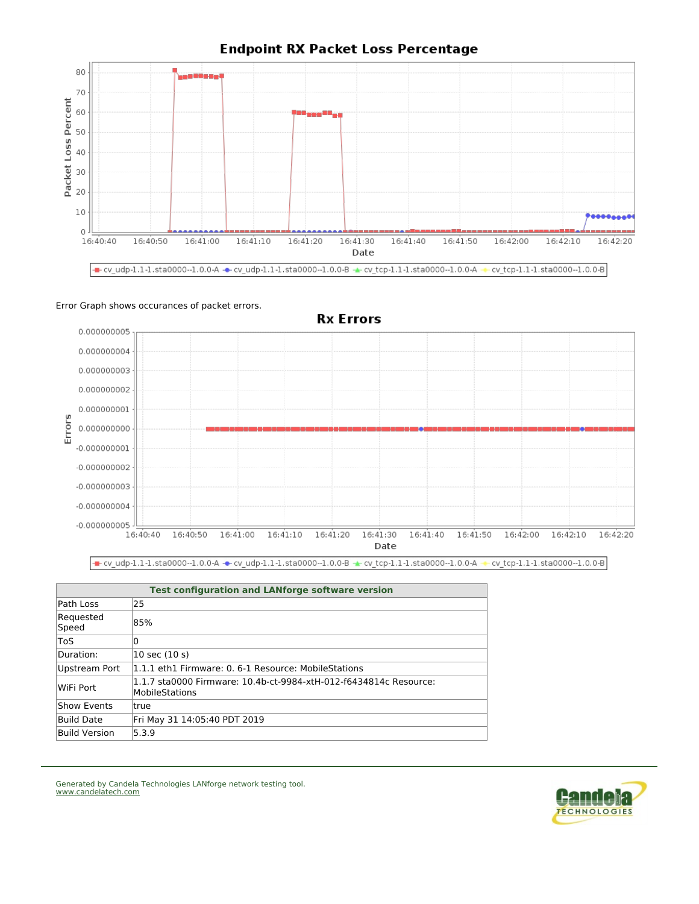## Endpoint RX Packet Loss Percentage

Packet Loss Percent

80
70
60
50
40
30
20
10
0

16:40:40 16:40:50 16:41:00 16:41:10 16:41:20 16:41:30 16:41:40 16:41:50 16:42:00 16:42:10 16:42:20

Date

cv_udp-1.1-1.sta0000--1.0.0-A cv_udp-1.1-1.sta0000--1.0.0-B cv_tcp-1.1-1.sta0000--1.0.0-A cv_tcp-1.1-1.sta0000--1.0.0-B

Error Graph shows occurances of packet errors.

## Rx Errors

Errors

0.000000005
0.000000004
0.000000003
0.000000002
0.000000001
0.000000000
-0.000000001
-0.000000002
-0.000000003
-0.000000004
-0.000000005

16:40:40 16:40:50 16:41:00 16:41:10 16:41:20 16:41:30 16:41:40 16:41:50 16:42:00 16:42:10 16:42:20

Date

cv_udp-1.1-1.sta0000--1.0.0-A cv_udp-1.1-1.sta0000--1.0.0-B cv_tcp-1.1-1.sta0000--1.0.0-A cv_tcp-1.1-1.sta0000--1.0.0-B

| Test configuration and LANforge software version | |
|---|---|
| Path Loss | 25 |
| Requested Speed | 85% |
| ToS | 0 |
| Duration: | 10 sec (10 s) |
| Upstream Port | 1.1.1 eth1 Firmware: 0. 6-1 Resource: MobileStations |
| WiFi Port | 1.1.7 sta0000 Firmware: 10.4b-ct-9984-xtH-012-f6434814c Resource: MobileStations |
| Show Events | true |
| Build Date | Fri May 31 14:05:40 PDT 2019 |
| Build Version | 5.3.9 |

Generated by Candela Technologies LANforge network testing tool.
www.candelatech.com